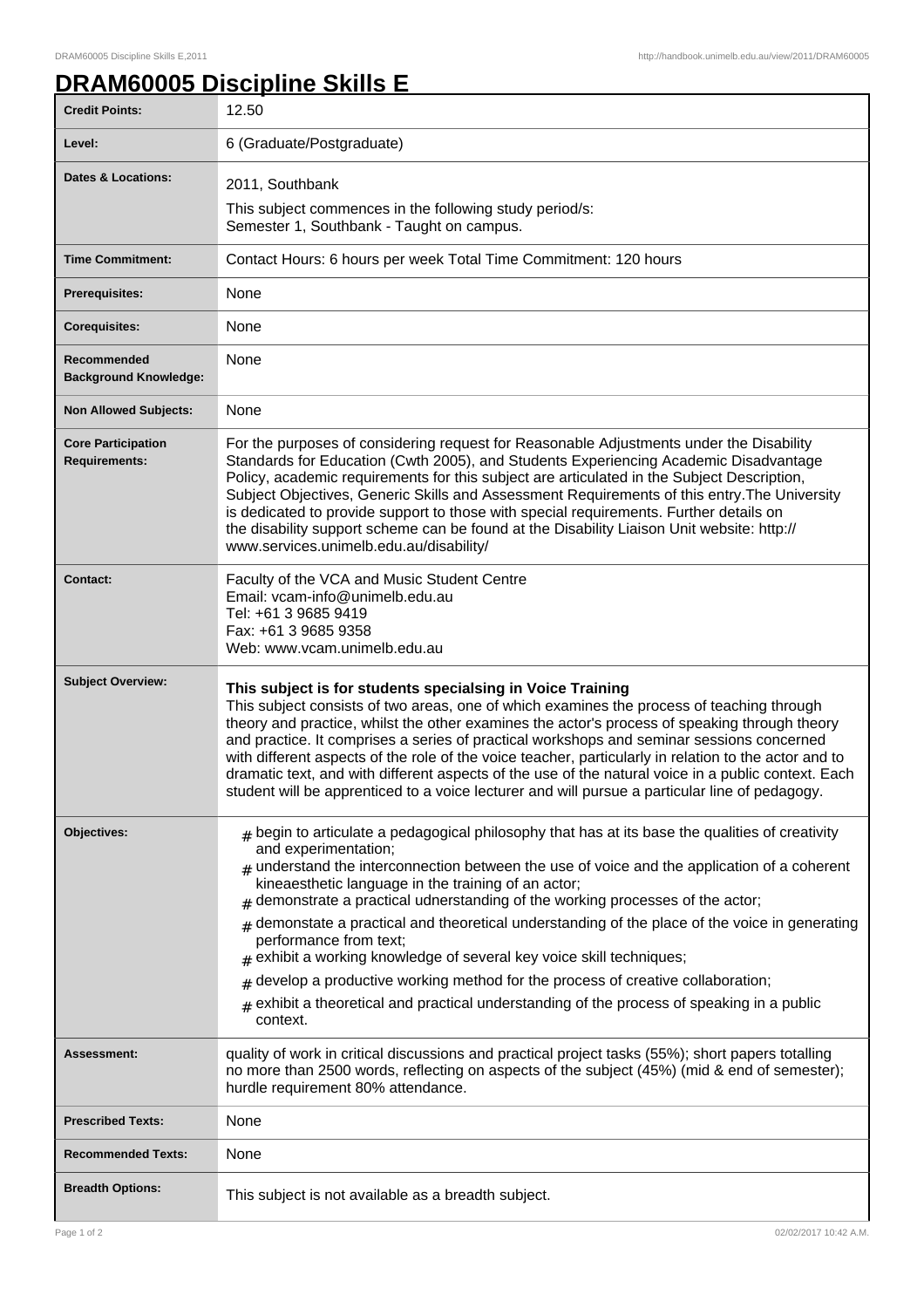# DRAM60005 Discipline Skills E

| | |
|---|---|
| **Credit Points:** | 12.50 |
| **Level:** | 6 (Graduate/Postgraduate) |
| **Dates & Locations:** | 2011, Southbank<br>This subject commences in the following study period/s:<br>Semester 1, Southbank - Taught on campus. |
| **Time Commitment:** | Contact Hours: 6 hours per week Total Time Commitment: 120 hours |
| **Prerequisites:** | None |
| **Corequisites:** | None |
| **Recommended Background Knowledge:** | None |
| **Non Allowed Subjects:** | None |
| **Core Participation Requirements:** | For the purposes of considering request for Reasonable Adjustments under the Disability Standards for Education (Cwth 2005), and Students Experiencing Academic Disadvantage Policy, academic requirements for this subject are articulated in the Subject Description, Subject Objectives, Generic Skills and Assessment Requirements of this entry.The University is dedicated to provide support to those with special requirements. Further details on the disability support scheme can be found at the Disability Liaison Unit website: http://www.services.unimelb.edu.au/disability/ |
| **Contact:** | Faculty of the VCA and Music Student Centre<br>Email: vcam-info@unimelb.edu.au<br>Tel: +61 3 9685 9419<br>Fax: +61 3 9685 9358<br>Web: www.vcam.unimelb.edu.au |
| **Subject Overview:** | **This subject is for students specialsing in Voice Training**<br>This subject consists of two areas, one of which examines the process of teaching through theory and practice, whilst the other examines the actor's process of speaking through theory and practice. It comprises a series of practical workshops and seminar sessions concerned with different aspects of the role of the voice teacher, particularly in relation to the actor and to dramatic text, and with different aspects of the use of the natural voice in a public context. Each student will be apprenticed to a voice lecturer and will pursue a particular line of pedagogy. |
| **Objectives:** | # begin to articulate a pedagogical philosophy that has at its base the qualities of creativity and experimentation;<br># understand the interconnection between the use of voice and the application of a coherent kineaesthetic language in the training of an actor;<br># demonstrate a practical udnerstanding of the working processes of the actor;<br># demonstate a practical and theoretical understanding of the place of the voice in generating performance from text;<br># exhibit a working knowledge of several key voice skill techniques;<br># develop a productive working method for the process of creative collaboration;<br># exhibit a theoretical and practical understanding of the process of speaking in a public context. |
| **Assessment:** | quality of work in critical discussions and practical project tasks (55%); short papers totalling no more than 2500 words, reflecting on aspects of the subject (45%) (mid & end of semester); hurdle requirement 80% attendance. |
| **Prescribed Texts:** | None |
| **Recommended Texts:** | None |
| **Breadth Options:** | This subject is not available as a breadth subject. |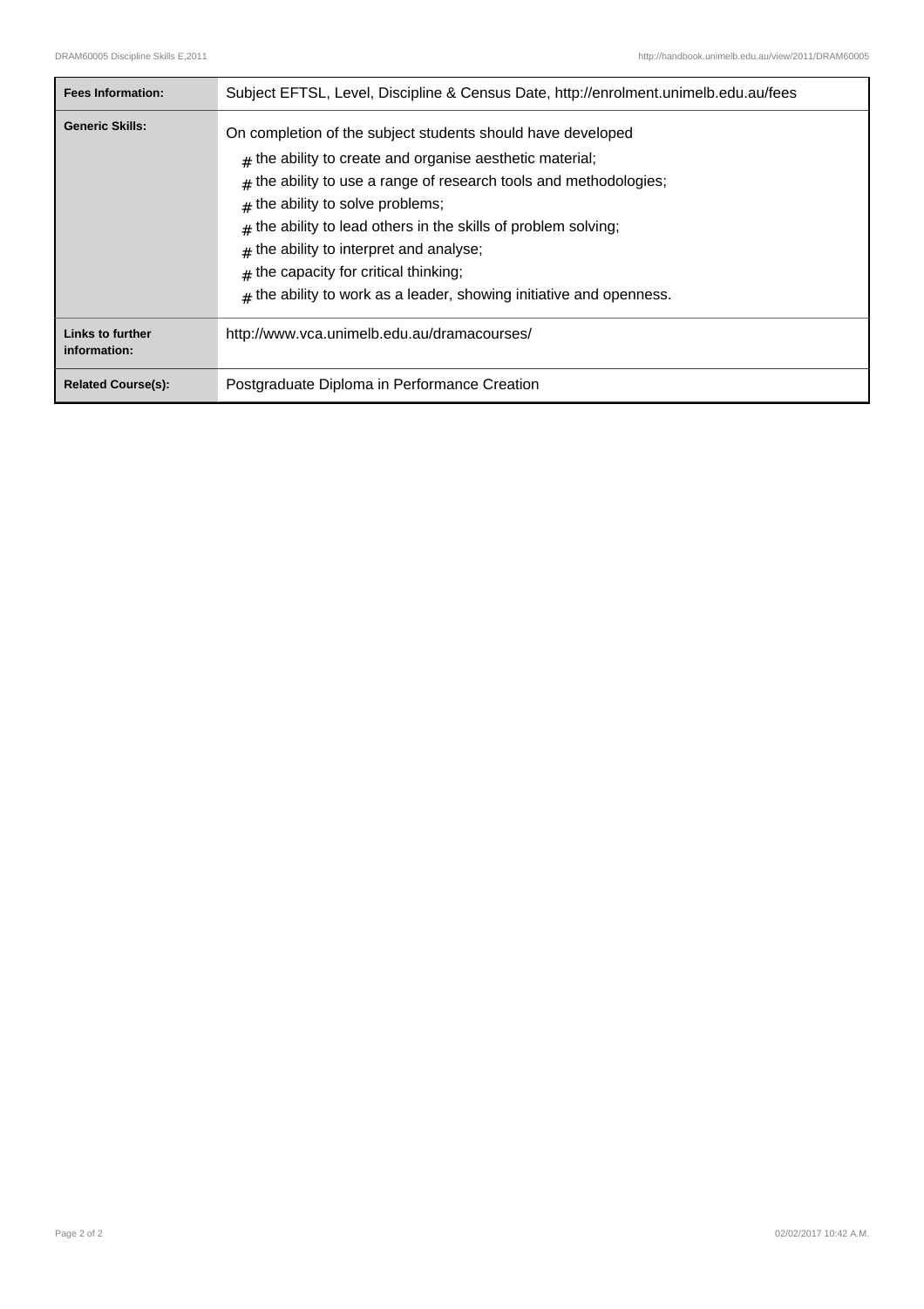| | |
|---|---|
| **Fees Information:** | Subject EFTSL, Level, Discipline & Census Date, http://enrolment.unimelb.edu.au/fees |
| **Generic Skills:** | On completion of the subject students should have developed<br># the ability to create and organise aesthetic material;<br># the ability to use a range of research tools and methodologies;<br># the ability to solve problems;<br># the ability to lead others in the skills of problem solving;<br># the ability to interpret and analyse;<br># the capacity for critical thinking;<br># the ability to work as a leader, showing initiative and openness. |
| **Links to further information:** | http://www.vca.unimelb.edu.au/dramacourses/ |
| **Related Course(s):** | Postgraduate Diploma in Performance Creation |